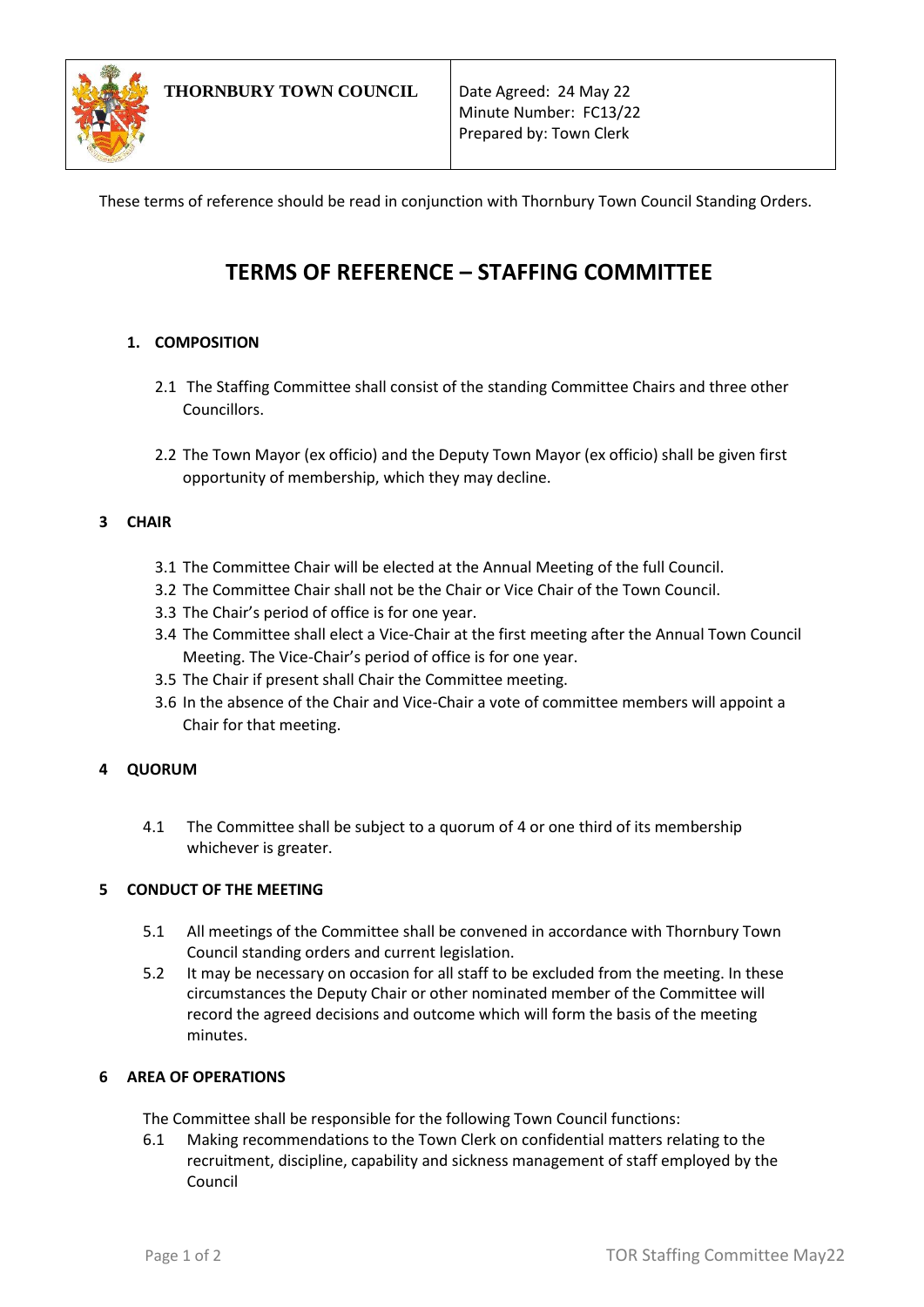| **THORNBURY TOWN COUNCIL** | Date Agreed: 24 May 22<br>Minute Number: FC13/22<br>Prepared by: Town Clerk |
|---|---|

These terms of reference should be read in conjunction with Thornbury Town Council Standing Orders.

# TERMS OF REFERENCE – STAFFING COMMITTEE

## 1. COMPOSITION

2.1 The Staffing Committee shall consist of the standing Committee Chairs and three other Councillors.

2.2 The Town Mayor (ex officio) and the Deputy Town Mayor (ex officio) shall be given first opportunity of membership, which they may decline.

## 3 CHAIR

3.1 The Committee Chair will be elected at the Annual Meeting of the full Council.
3.2 The Committee Chair shall not be the Chair or Vice Chair of the Town Council.
3.3 The Chair's period of office is for one year.
3.4 The Committee shall elect a Vice-Chair at the first meeting after the Annual Town Council Meeting. The Vice-Chair's period of office is for one year.
3.5 The Chair if present shall Chair the Committee meeting.
3.6 In the absence of the Chair and Vice-Chair a vote of committee members will appoint a Chair for that meeting.

## 4 QUORUM

4.1 The Committee shall be subject to a quorum of 4 or one third of its membership whichever is greater.

## 5 CONDUCT OF THE MEETING

5.1 All meetings of the Committee shall be convened in accordance with Thornbury Town Council standing orders and current legislation.
5.2 It may be necessary on occasion for all staff to be excluded from the meeting. In these circumstances the Deputy Chair or other nominated member of the Committee will record the agreed decisions and outcome which will form the basis of the meeting minutes.

## 6 AREA OF OPERATIONS

The Committee shall be responsible for the following Town Council functions:

6.1 Making recommendations to the Town Clerk on confidential matters relating to the recruitment, discipline, capability and sickness management of staff employed by the Council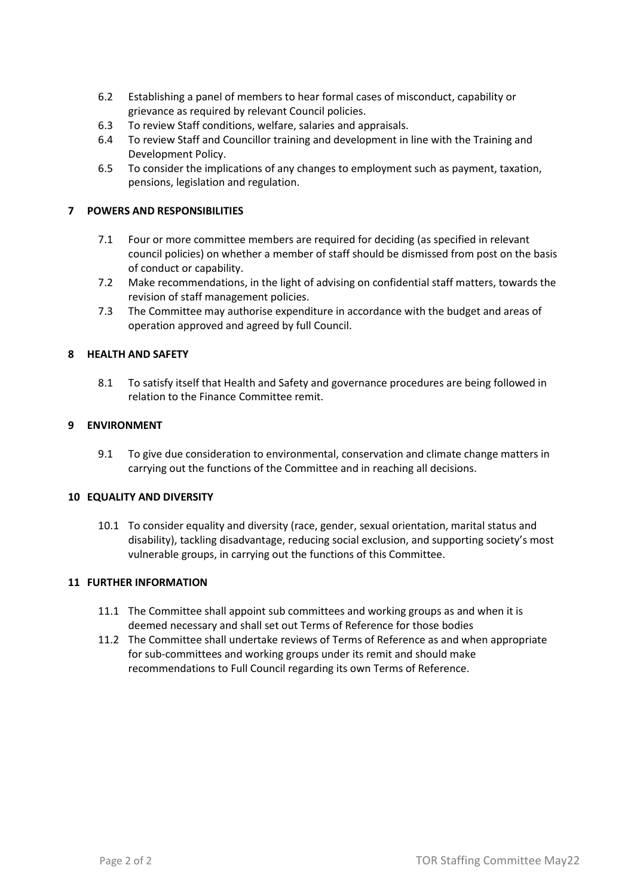6.2 Establishing a panel of members to hear formal cases of misconduct, capability or grievance as required by relevant Council policies.

6.3 To review Staff conditions, welfare, salaries and appraisals.

6.4 To review Staff and Councillor training and development in line with the Training and Development Policy.

6.5 To consider the implications of any changes to employment such as payment, taxation, pensions, legislation and regulation.

## 7 POWERS AND RESPONSIBILITIES

7.1 Four or more committee members are required for deciding (as specified in relevant council policies) on whether a member of staff should be dismissed from post on the basis of conduct or capability.

7.2 Make recommendations, in the light of advising on confidential staff matters, towards the revision of staff management policies.

7.3 The Committee may authorise expenditure in accordance with the budget and areas of operation approved and agreed by full Council.

## 8 HEALTH AND SAFETY

8.1 To satisfy itself that Health and Safety and governance procedures are being followed in relation to the Finance Committee remit.

## 9 ENVIRONMENT

9.1 To give due consideration to environmental, conservation and climate change matters in carrying out the functions of the Committee and in reaching all decisions.

## 10 EQUALITY AND DIVERSITY

10.1 To consider equality and diversity (race, gender, sexual orientation, marital status and disability), tackling disadvantage, reducing social exclusion, and supporting society's most vulnerable groups, in carrying out the functions of this Committee.

## 11 FURTHER INFORMATION

11.1 The Committee shall appoint sub committees and working groups as and when it is deemed necessary and shall set out Terms of Reference for those bodies

11.2 The Committee shall undertake reviews of Terms of Reference as and when appropriate for sub-committees and working groups under its remit and should make recommendations to Full Council regarding its own Terms of Reference.